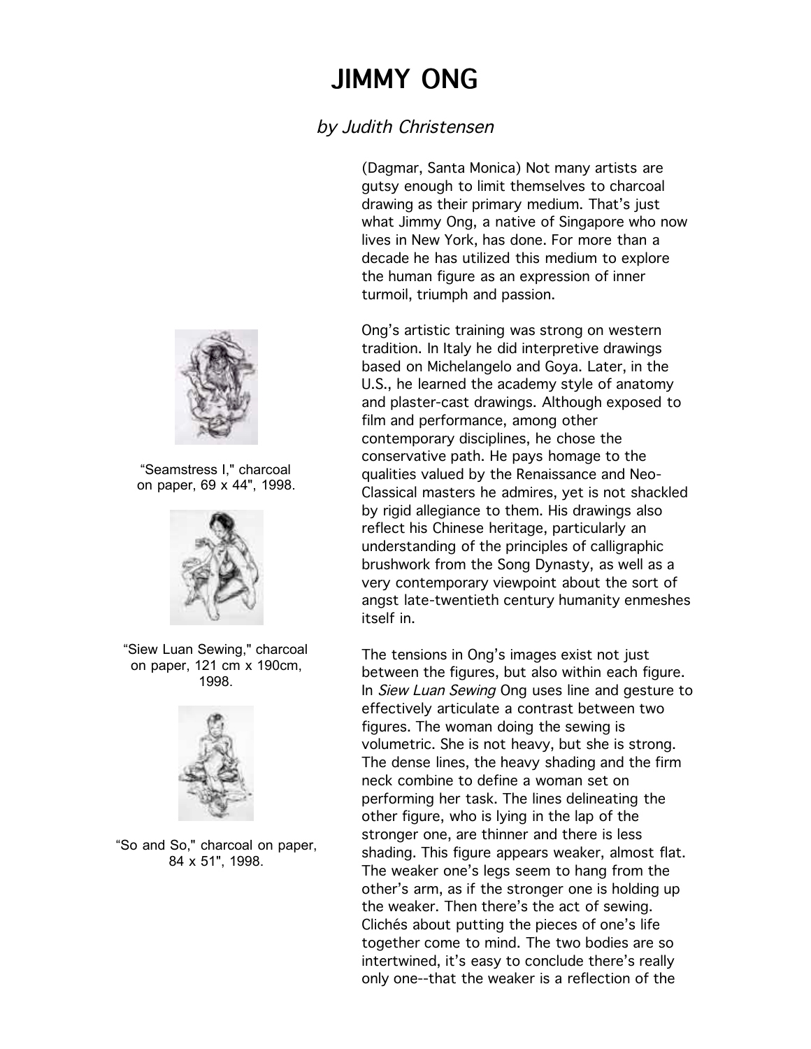# JIMMY ONG

*by Judith Christensen*

(Dagmar, Santa Monica) Not many artists are gutsy enough to limit themselves to charcoal drawing as their primary medium. That's just what Jimmy Ong, a native of Singapore who now lives in New York, has done. For more than a decade he has utilized this medium to explore the human figure as an expression of inner turmoil, triumph and passion.

Ong's artistic training was strong on western tradition. In Italy he did interpretive drawings based on Michelangelo and Goya. Later, in the U.S., he learned the academy style of anatomy and plaster-cast drawings. Although exposed to film and performance, among other contemporary disciplines, he chose the conservative path. He pays homage to the qualities valued by the Renaissance and Neo-Classical masters he admires, yet is not shackled by rigid allegiance to them. His drawings also reflect his Chinese heritage, particularly an understanding of the principles of calligraphic brushwork from the Song Dynasty, as well as a very contemporary viewpoint about the sort of angst late-twentieth century humanity enmeshes itself in.

"Seamstress I," charcoal on paper, 69 x 44", 1998.

"Siew Luan Sewing," charcoal on paper, 121 cm x 190cm, 1998.

"So and So," charcoal on paper, 84 x 51", 1998.

The tensions in Ong's images exist not just between the figures, but also within each figure. In *Siew Luan Sewing* Ong uses line and gesture to effectively articulate a contrast between two figures. The woman doing the sewing is volumetric. She is not heavy, but she is strong. The dense lines, the heavy shading and the firm neck combine to define a woman set on performing her task. The lines delineating the other figure, who is lying in the lap of the stronger one, are thinner and there is less shading. This figure appears weaker, almost flat. The weaker one's legs seem to hang from the other's arm, as if the stronger one is holding up the weaker. Then there's the act of sewing. Clichés about putting the pieces of one's life together come to mind. The two bodies are so intertwined, it's easy to conclude there's really only one--that the weaker is a reflection of the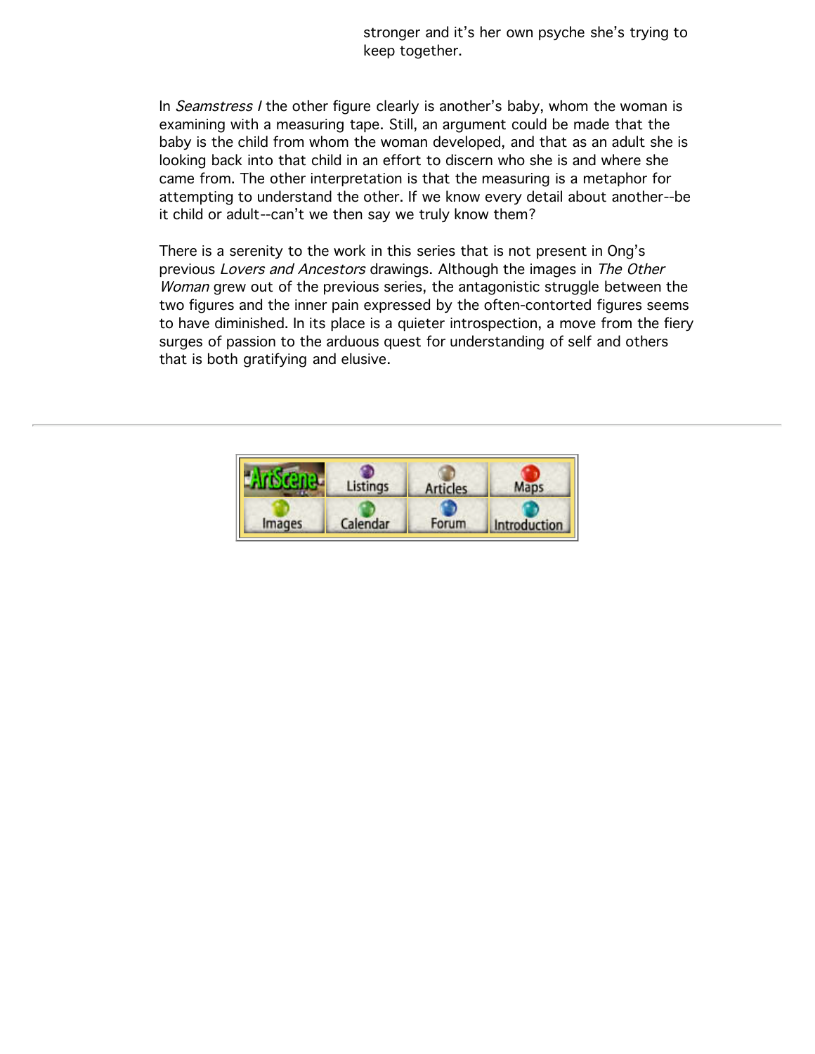stronger and it's her own psyche she's trying to keep together.

In *Seamstress I* the other figure clearly is another's baby, whom the woman is examining with a measuring tape. Still, an argument could be made that the baby is the child from whom the woman developed, and that as an adult she is looking back into that child in an effort to discern who she is and where she came from. The other interpretation is that the measuring is a metaphor for attempting to understand the other. If we know every detail about another--be it child or adult--can't we then say we truly know them?

There is a serenity to the work in this series that is not present in Ong's previous *Lovers and Ancestors* drawings. Although the images in *The Other Woman* grew out of the previous series, the antagonistic struggle between the two figures and the inner pain expressed by the often-contorted figures seems to have diminished. In its place is a quieter introspection, a move from the fiery surges of passion to the arduous quest for understanding of self and others that is both gratifying and elusive.

---

| | | | |
|---|---|---|---|
| ArtScene | Listings | Articles | Maps |
| Images | Calendar | Forum | Introduction |